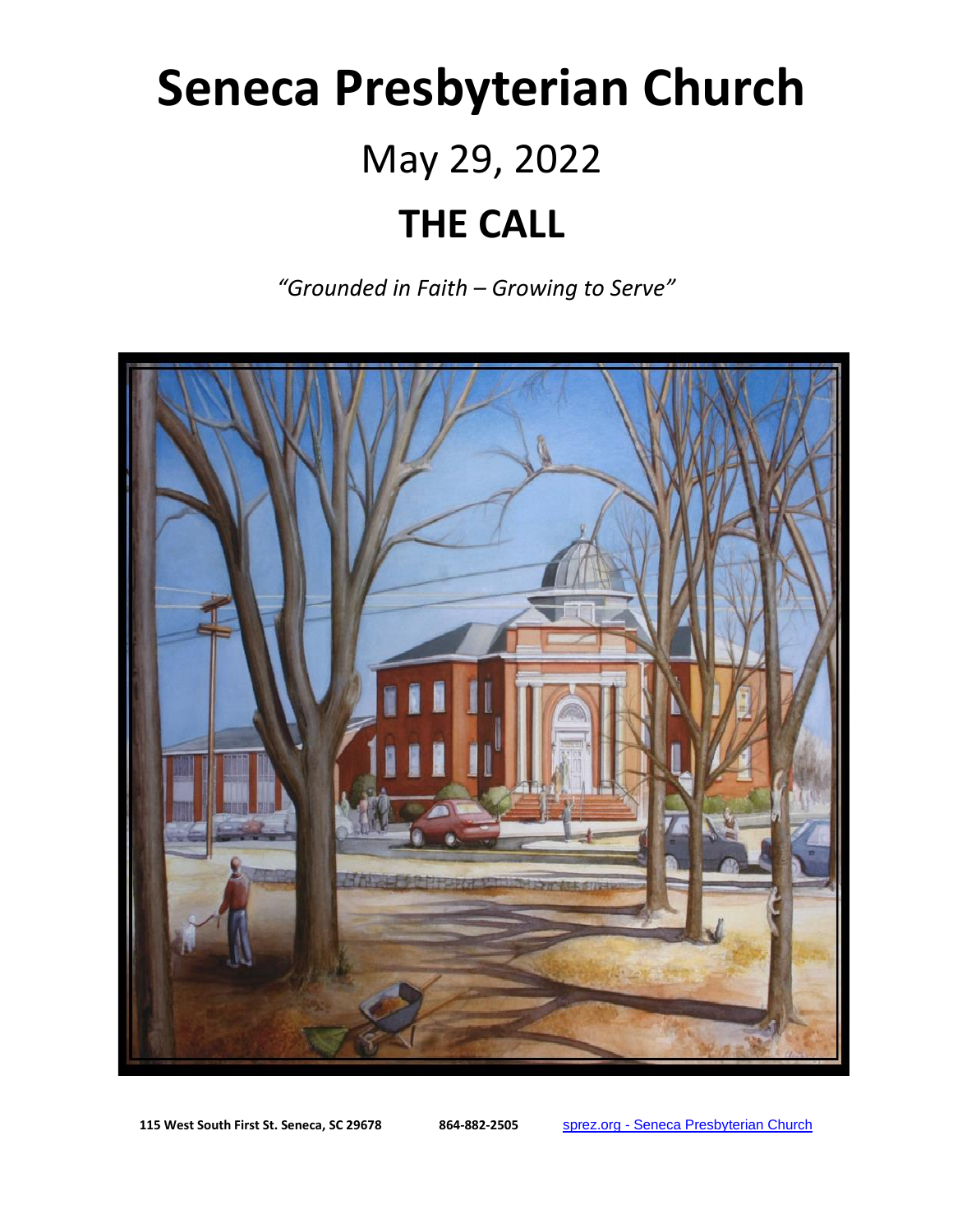# Seneca Presbyterian Church

## May 29, 2022

# THE CALL

*"Grounded in Faith – Growing to Serve"*

**115 West South First St. Seneca, SC 29678** **864-882-2505** [sprez.org - Seneca Presbyterian Church](sprez.org)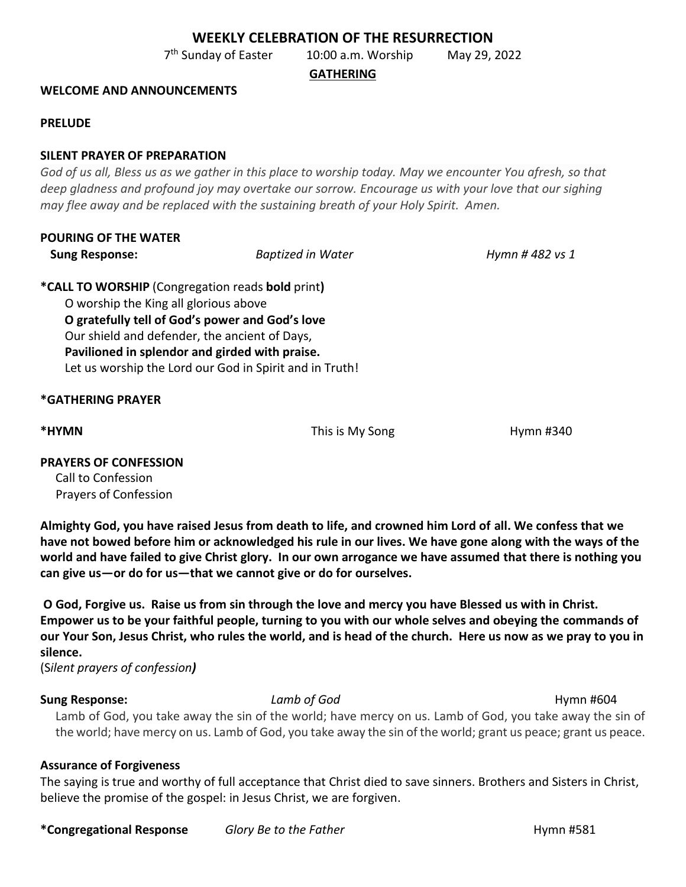# WEEKLY CELEBRATION OF THE RESURRECTION

7th Sunday of Easter 10:00 a.m. Worship May 29, 2022

## GATHERING

**WELCOME AND ANNOUNCEMENTS**

**PRELUDE**

**SILENT PRAYER OF PREPARATION**

*God of us all, Bless us as we gather in this place to worship today. May we encounter You afresh, so that deep gladness and profound joy may overtake our sorrow. Encourage us with your love that our sighing may flee away and be replaced with the sustaining breath of your Holy Spirit. Amen.*

**POURING OF THE WATER**

**Sung Response:** *Baptized in Water* *Hymn # 482 vs 1*

**\*CALL TO WORSHIP** (Congregation reads **bold** print**)**

O worship the King all glorious above
**O gratefully tell of God's power and God's love**
Our shield and defender, the ancient of Days,
**Pavilioned in splendor and girded with praise.**
Let us worship the Lord our God in Spirit and in Truth!

**\*GATHERING PRAYER**

**\*HYMN** This is My Song Hymn #340

**PRAYERS OF CONFESSION**

Call to Confession
Prayers of Confession

**Almighty God, you have raised Jesus from death to life, and crowned him Lord of all. We confess that we have not bowed before him or acknowledged his rule in our lives. We have gone along with the ways of the world and have failed to give Christ glory. In our own arrogance we have assumed that there is nothing you can give us—or do for us—that we cannot give or do for ourselves.**

**O God, Forgive us. Raise us from sin through the love and mercy you have Blessed us with in Christ. Empower us to be your faithful people, turning to you with our whole selves and obeying the commands of our Your Son, Jesus Christ, who rules the world, and is head of the church. Here us now as we pray to you in silence.**

(S*ilent prayers of confession**)***

**Sung Response:** *Lamb of God* Hymn #604

Lamb of God, you take away the sin of the world; have mercy on us. Lamb of God, you take away the sin of the world; have mercy on us. Lamb of God, you take away the sin of the world; grant us peace; grant us peace.

**Assurance of Forgiveness**

The saying is true and worthy of full acceptance that Christ died to save sinners. Brothers and Sisters in Christ, believe the promise of the gospel: in Jesus Christ, we are forgiven.

**\*Congregational Response** *Glory Be to the Father* Hymn #581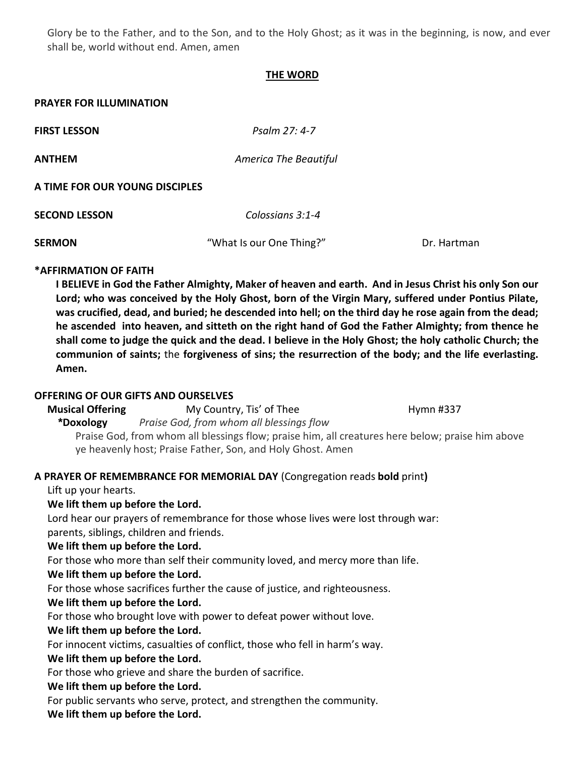Glory be to the Father, and to the Son, and to the Holy Ghost; as it was in the beginning, is now, and ever shall be, world without end. Amen, amen

## THE WORD

**PRAYER FOR ILLUMINATION**

**FIRST LESSON** *Psalm 27: 4-7*

**ANTHEM** *America The Beautiful*

**A TIME FOR OUR YOUNG DISCIPLES**

**SECOND LESSON** *Colossians 3:1-4*

**SERMON** "What Is our One Thing?" Dr. Hartman

**\*AFFIRMATION OF FAITH**

**I BELIEVE in God the Father Almighty, Maker of heaven and earth. And in Jesus Christ his only Son our Lord; who was conceived by the Holy Ghost, born of the Virgin Mary, suffered under Pontius Pilate, was crucified, dead, and buried; he descended into hell; on the third day he rose again from the dead; he ascended into heaven, and sitteth on the right hand of God the Father Almighty; from thence he shall come to judge the quick and the dead. I believe in the Holy Ghost; the holy catholic Church; the communion of saints;** the **forgiveness of sins; the resurrection of the body; and the life everlasting. Amen.**

**OFFERING OF OUR GIFTS AND OURSELVES**

**Musical Offering** My Country, Tis' of Thee Hymn #337

**\*Doxology** *Praise God, from whom all blessings flow*

Praise God, from whom all blessings flow; praise him, all creatures here below; praise him above ye heavenly host; Praise Father, Son, and Holy Ghost. Amen

**A PRAYER OF REMEMBRANCE FOR MEMORIAL DAY** (Congregation reads **bold** print**)**

Lift up your hearts.

**We lift them up before the Lord.**

Lord hear our prayers of remembrance for those whose lives were lost through war: parents, siblings, children and friends.

**We lift them up before the Lord.**

For those who more than self their community loved, and mercy more than life.

**We lift them up before the Lord.**

For those whose sacrifices further the cause of justice, and righteousness.

**We lift them up before the Lord.**

For those who brought love with power to defeat power without love.

**We lift them up before the Lord.**

For innocent victims, casualties of conflict, those who fell in harm's way.

**We lift them up before the Lord.**

For those who grieve and share the burden of sacrifice.

**We lift them up before the Lord.**

For public servants who serve, protect, and strengthen the community.

**We lift them up before the Lord.**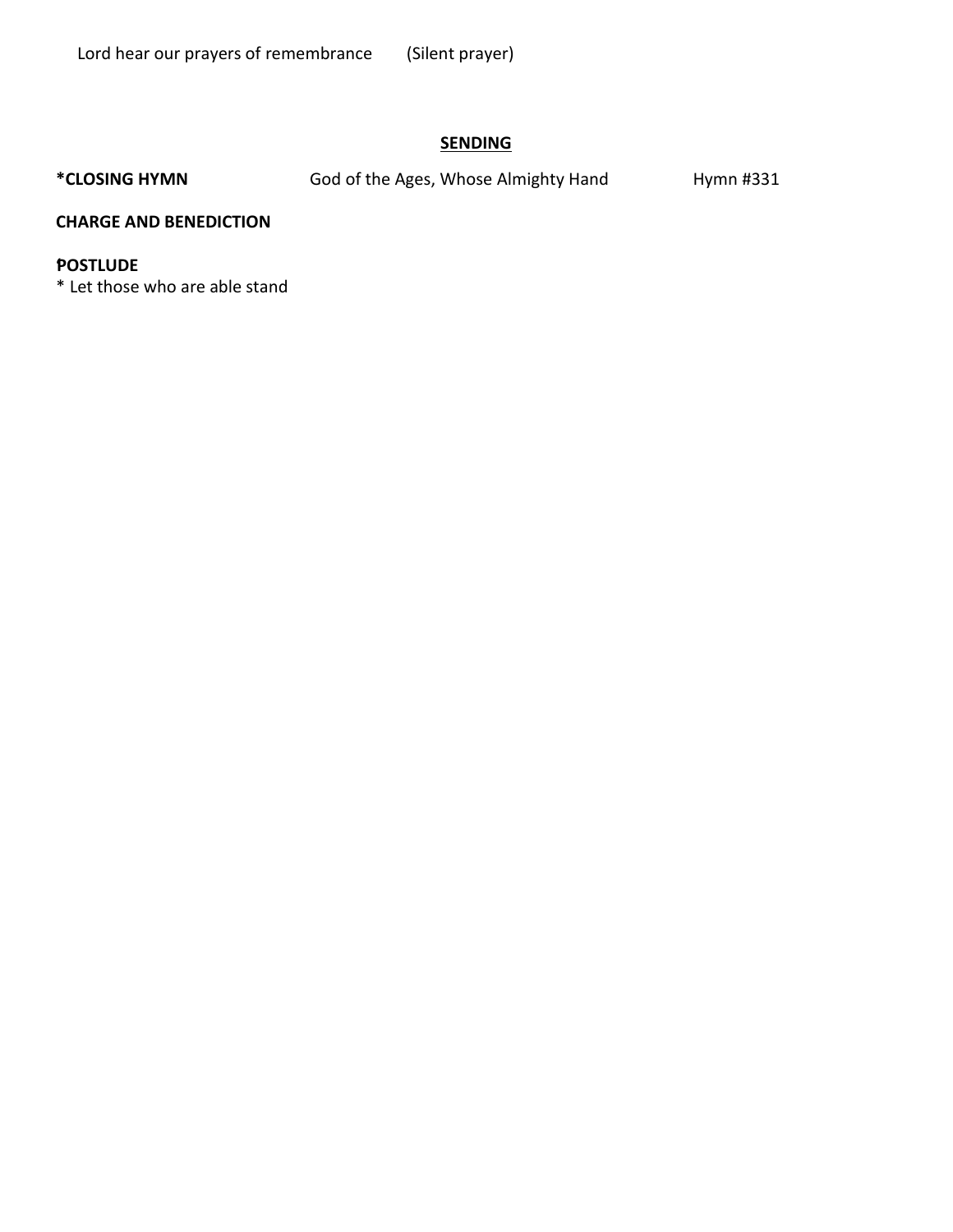Lord hear our prayers of remembrance (Silent prayer)

## SENDING

**\*CLOSING HYMN** God of the Ages, Whose Almighty Hand Hymn #331

**CHARGE AND BENEDICTION**

**POSTLUDE**

\* Let those who are able stand